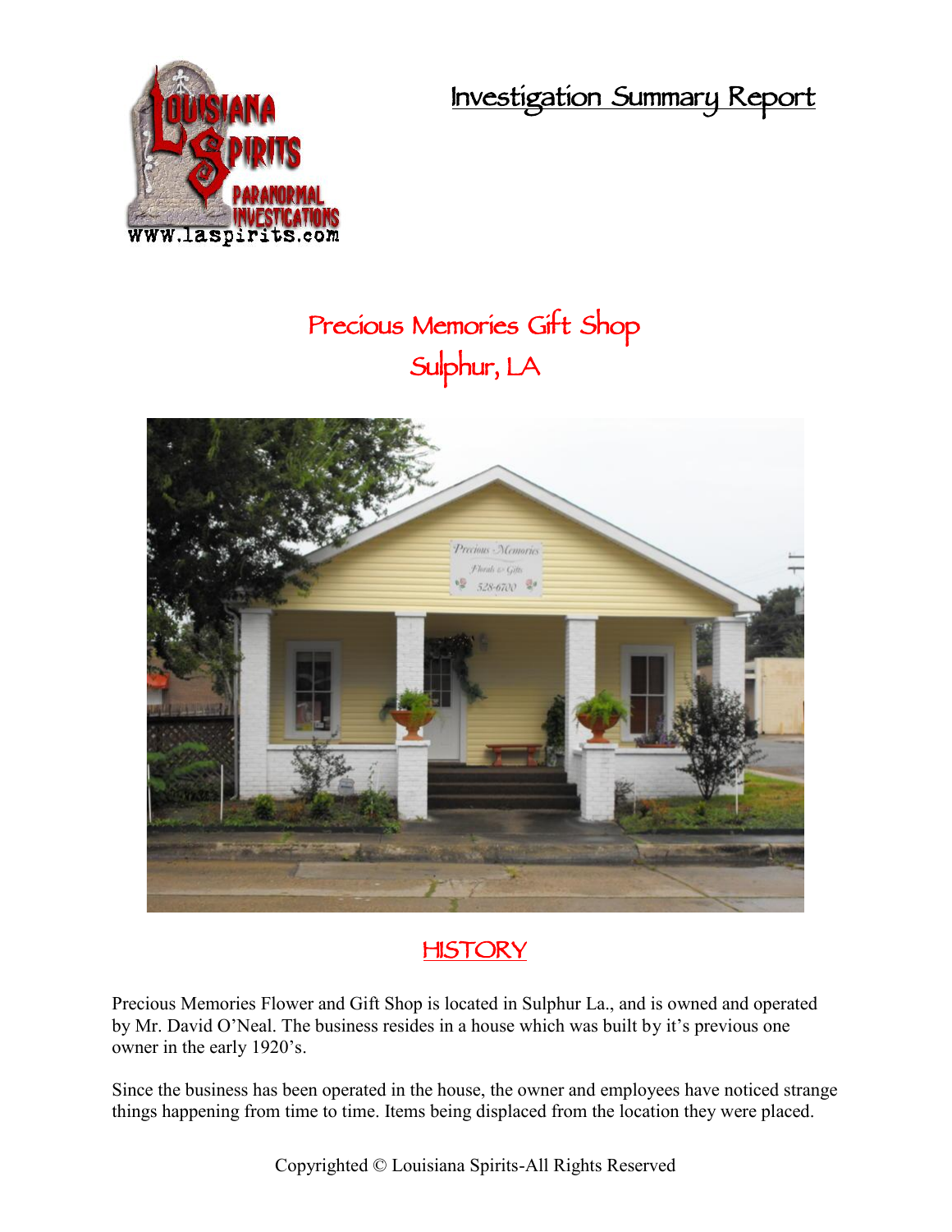# Investigation Summary Report

## Precious Memories Gift Shop
## Sulphur, LA

## HISTORY

Precious Memories Flower and Gift Shop is located in Sulphur La., and is owned and operated by Mr. David O'Neal. The business resides in a house which was built by it's previous one owner in the early 1920's.

Since the business has been operated in the house, the owner and employees have noticed strange things happening from time to time. Items being displaced from the location they were placed.

Copyrighted © Louisiana Spirits-All Rights Reserved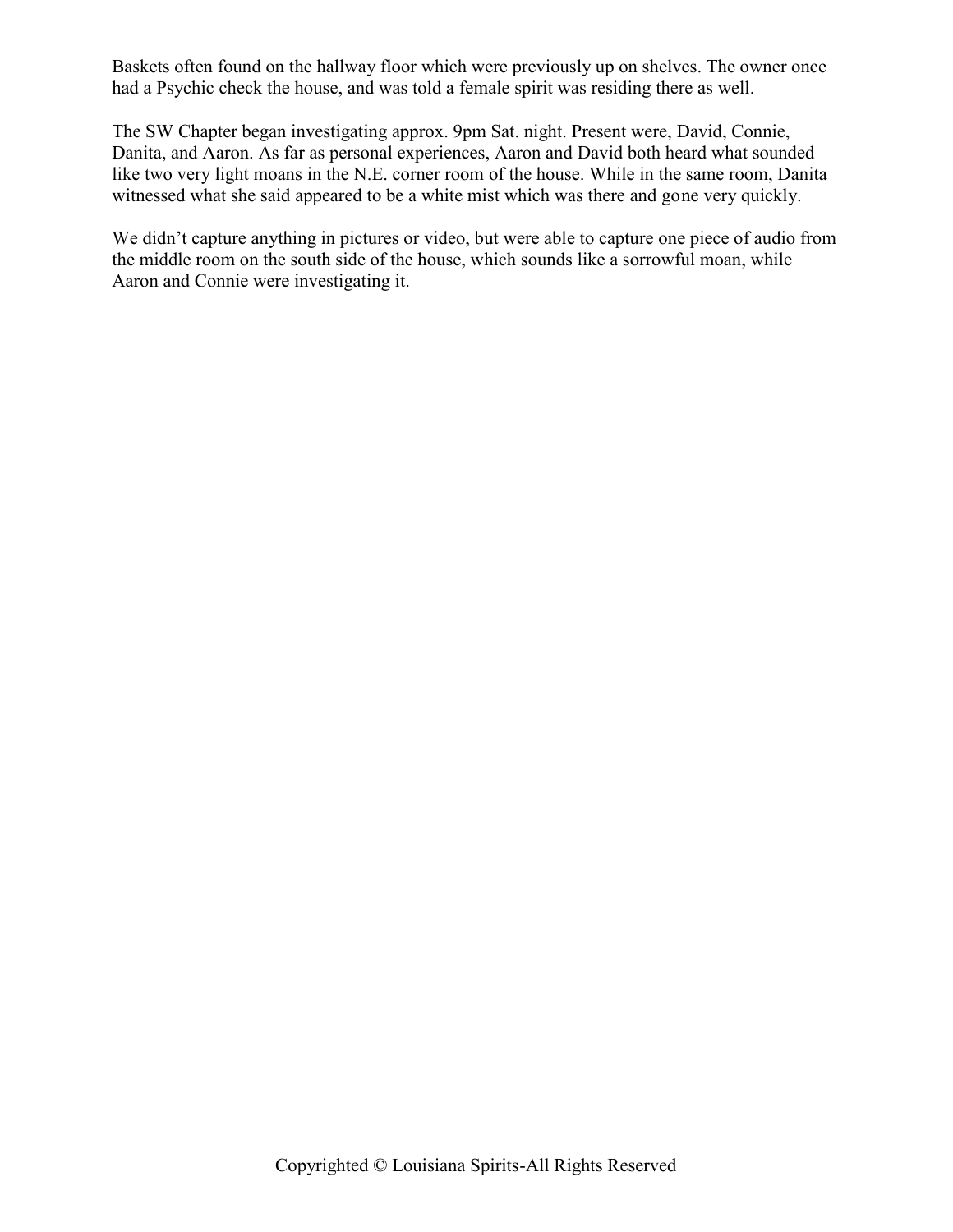Baskets often found on the hallway floor which were previously up on shelves. The owner once had a Psychic check the house, and was told a female spirit was residing there as well.

The SW Chapter began investigating approx. 9pm Sat. night. Present were, David, Connie, Danita, and Aaron. As far as personal experiences, Aaron and David both heard what sounded like two very light moans in the N.E. corner room of the house. While in the same room, Danita witnessed what she said appeared to be a white mist which was there and gone very quickly.

We didn't capture anything in pictures or video, but were able to capture one piece of audio from the middle room on the south side of the house, which sounds like a sorrowful moan, while Aaron and Connie were investigating it.

Copyrighted © Louisiana Spirits-All Rights Reserved